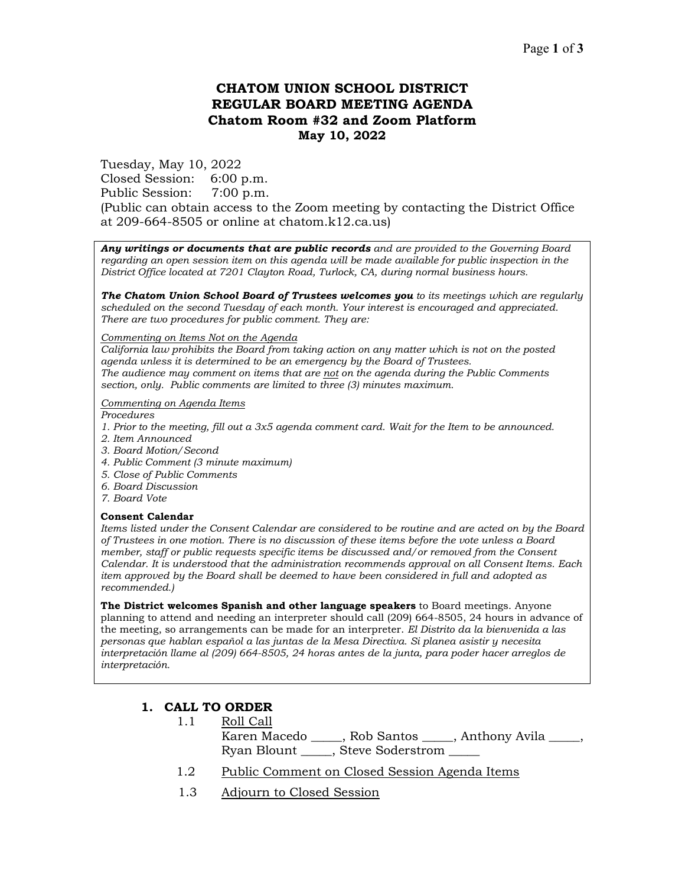# CHATOM UNION SCHOOL DISTRICT
# REGULAR BOARD MEETING AGENDA
## Chatom Room #32 and Zoom Platform
## May 10, 2022

Tuesday, May 10, 2022
Closed Session: 6:00 p.m.
Public Session: 7:00 p.m.
(Public can obtain access to the Zoom meeting by contacting the District Office at 209-664-8505 or online at chatom.k12.ca.us)

***Any writings or documents that are public records*** *and are provided to the Governing Board regarding an open session item on this agenda will be made available for public inspection in the District Office located at 7201 Clayton Road, Turlock, CA, during normal business hours.*

***The Chatom Union School Board of Trustees welcomes you*** *to its meetings which are regularly scheduled on the second Tuesday of each month. Your interest is encouraged and appreciated. There are two procedures for public comment. They are:*

*Commenting on Items Not on the Agenda*
*California law prohibits the Board from taking action on any matter which is not on the posted agenda unless it is determined to be an emergency by the Board of Trustees.*
*The audience may comment on items that are not on the agenda during the Public Comments section, only. Public comments are limited to three (3) minutes maximum.*

*Commenting on Agenda Items*
*Procedures*
1. *Prior to the meeting, fill out a 3x5 agenda comment card. Wait for the Item to be announced.*
2. *Item Announced*
3. *Board Motion/Second*
4. *Public Comment (3 minute maximum)*
5. *Close of Public Comments*
6. *Board Discussion*
7. *Board Vote*

**Consent Calendar**
*Items listed under the Consent Calendar are considered to be routine and are acted on by the Board of Trustees in one motion. There is no discussion of these items before the vote unless a Board member, staff or public requests specific items be discussed and/or removed from the Consent Calendar. It is understood that the administration recommends approval on all Consent Items. Each item approved by the Board shall be deemed to have been considered in full and adopted as recommended.)*

**The District welcomes Spanish and other language speakers** to Board meetings. Anyone planning to attend and needing an interpreter should call (209) 664-8505, 24 hours in advance of the meeting, so arrangements can be made for an interpreter. *El Distrito da la bienvenida a las personas que hablan español a las juntas de la Mesa Directiva. Si planea asistir y necesita interpretación llame al (209) 664-8505, 24 horas antes de la junta, para poder hacer arreglos de interpretación.*

## 1. CALL TO ORDER

1.1 Roll Call
Karen Macedo _____, Rob Santos _____, Anthony Avila _____, Ryan Blount _____, Steve Soderstrom _____

1.2 Public Comment on Closed Session Agenda Items

1.3 Adjourn to Closed Session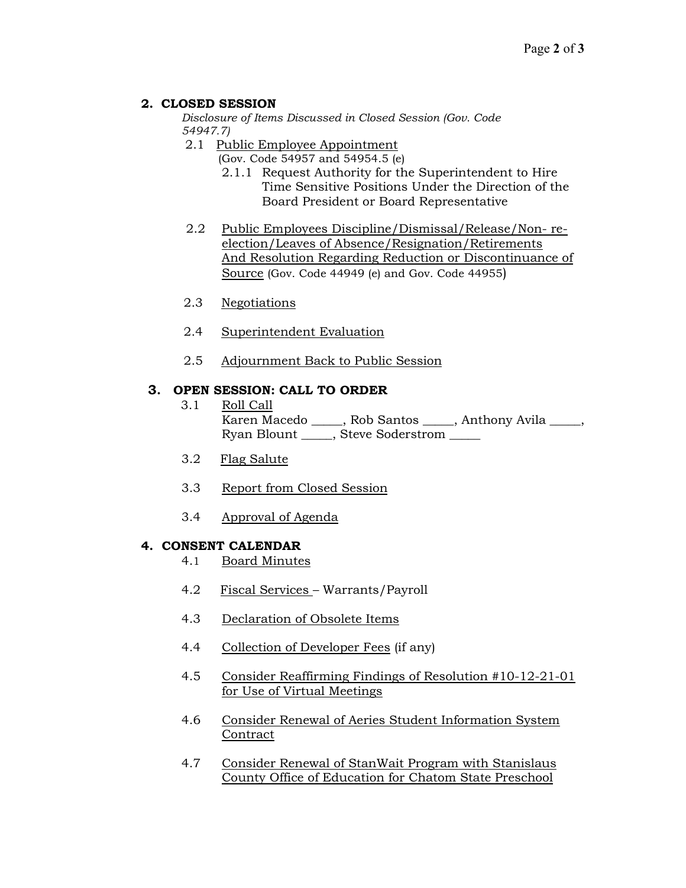## 2. CLOSED SESSION

*Disclosure of Items Discussed in Closed Session (Gov. Code 54947.7)*

2.1 Public Employee Appointment
(Gov. Code 54957 and 54954.5 (e)

2.1.1 Request Authority for the Superintendent to Hire Time Sensitive Positions Under the Direction of the Board President or Board Representative

2.2 Public Employees Discipline/Dismissal/Release/Non- re-election/Leaves of Absence/Resignation/Retirements And Resolution Regarding Reduction or Discontinuance of Source (Gov. Code 44949 (e) and Gov. Code 44955)

2.3 Negotiations

2.4 Superintendent Evaluation

2.5 Adjournment Back to Public Session

## 3. OPEN SESSION: CALL TO ORDER

3.1 Roll Call
Karen Macedo _____, Rob Santos _____, Anthony Avila _____, Ryan Blount _____, Steve Soderstrom _____

3.2 Flag Salute

3.3 Report from Closed Session

3.4 Approval of Agenda

## 4. CONSENT CALENDAR

4.1 Board Minutes

4.2 Fiscal Services – Warrants/Payroll

4.3 Declaration of Obsolete Items

4.4 Collection of Developer Fees (if any)

4.5 Consider Reaffirming Findings of Resolution #10-12-21-01 for Use of Virtual Meetings

4.6 Consider Renewal of Aeries Student Information System Contract

4.7 Consider Renewal of StanWait Program with Stanislaus County Office of Education for Chatom State Preschool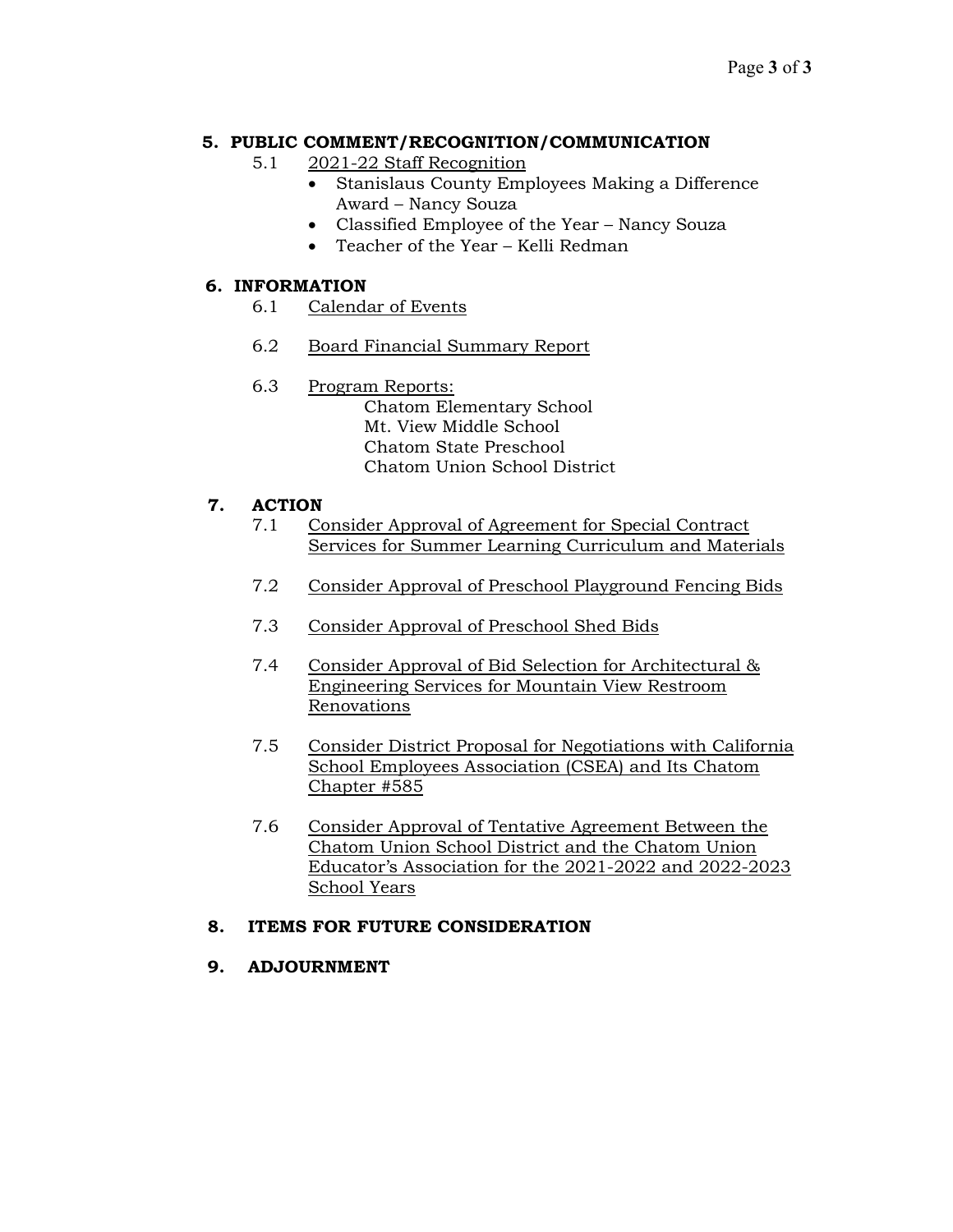**5. PUBLIC COMMENT/RECOGNITION/COMMUNICATION**

5.1 2021-22 Staff Recognition

- Stanislaus County Employees Making a Difference Award – Nancy Souza
- Classified Employee of the Year – Nancy Souza
- Teacher of the Year – Kelli Redman

**6. INFORMATION**

6.1 Calendar of Events

6.2 Board Financial Summary Report

6.3 Program Reports:

Chatom Elementary School
Mt. View Middle School
Chatom State Preschool
Chatom Union School District

**7. ACTION**

7.1 Consider Approval of Agreement for Special Contract Services for Summer Learning Curriculum and Materials

7.2 Consider Approval of Preschool Playground Fencing Bids

7.3 Consider Approval of Preschool Shed Bids

7.4 Consider Approval of Bid Selection for Architectural & Engineering Services for Mountain View Restroom Renovations

7.5 Consider District Proposal for Negotiations with California School Employees Association (CSEA) and Its Chatom Chapter #585

7.6 Consider Approval of Tentative Agreement Between the Chatom Union School District and the Chatom Union Educator's Association for the 2021-2022 and 2022-2023 School Years

**8. ITEMS FOR FUTURE CONSIDERATION**

**9. ADJOURNMENT**